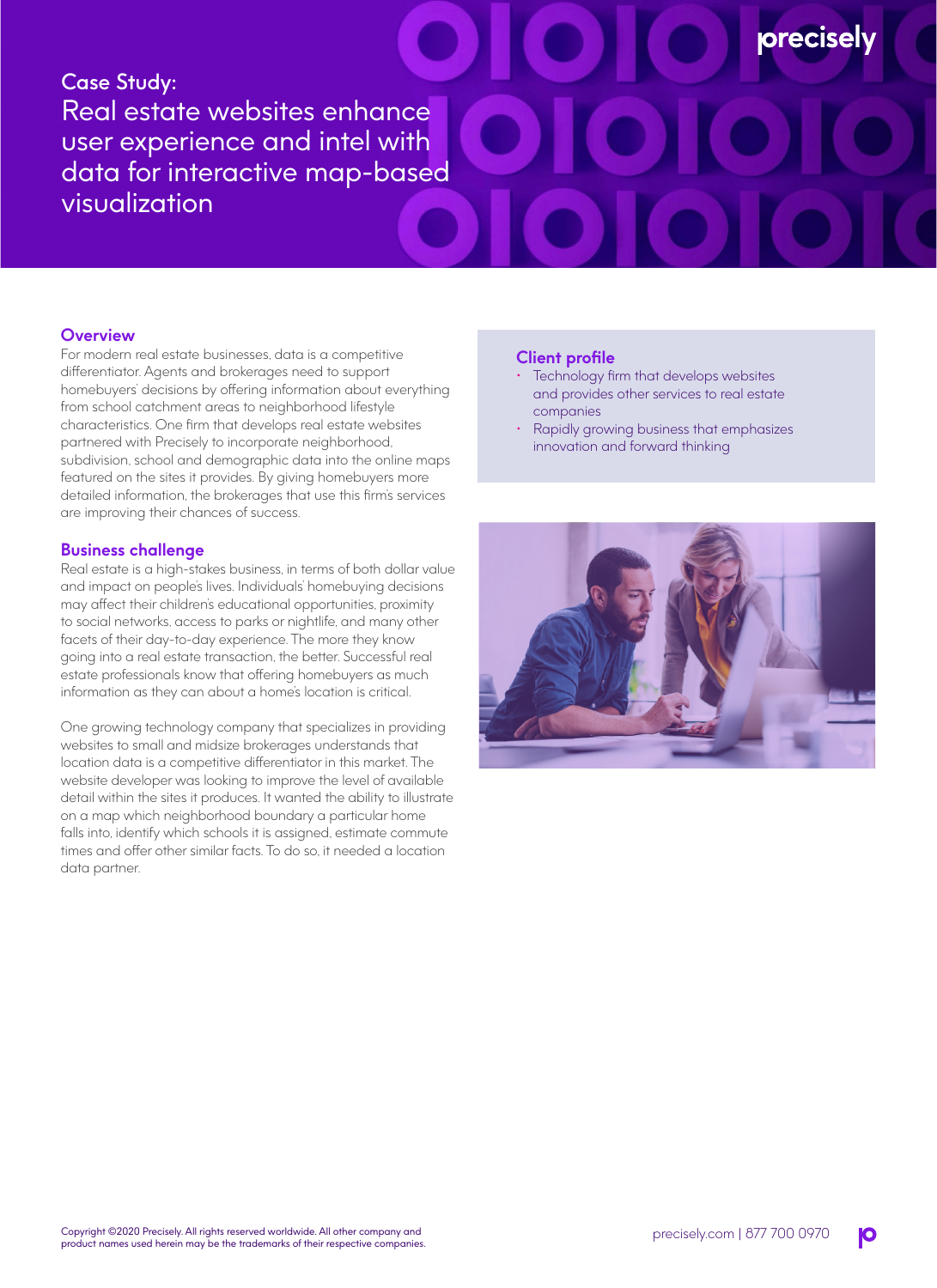Case Study:

# Real estate websites enhance user experience and intel with data for interactive map-based visualization

## Overview

For modern real estate businesses, data is a competitive differentiator. Agents and brokerages need to support homebuyers' decisions by offering information about everything from school catchment areas to neighborhood lifestyle characteristics. One firm that develops real estate websites partnered with Precisely to incorporate neighborhood, subdivision, school and demographic data into the online maps featured on the sites it provides. By giving homebuyers more detailed information, the brokerages that use this firm's services are improving their chances of success.

## Client profile

- Technology firm that develops websites and provides other services to real estate companies
- Rapidly growing business that emphasizes innovation and forward thinking

## Business challenge

Real estate is a high-stakes business, in terms of both dollar value and impact on people's lives. Individuals' homebuying decisions may affect their children's educational opportunities, proximity to social networks, access to parks or nightlife, and many other facets of their day-to-day experience. The more they know going into a real estate transaction, the better. Successful real estate professionals know that offering homebuyers as much information as they can about a home's location is critical.

One growing technology company that specializes in providing websites to small and midsize brokerages understands that location data is a competitive differentiator in this market. The website developer was looking to improve the level of available detail within the sites it produces. It wanted the ability to illustrate on a map which neighborhood boundary a particular home falls into, identify which schools it is assigned, estimate commute times and offer other similar facts. To do so, it needed a location data partner.

Copyright ©2020 Precisely. All rights reserved worldwide. All other company and product names used herein may be the trademarks of their respective companies.

precisely.com | 877 700 0970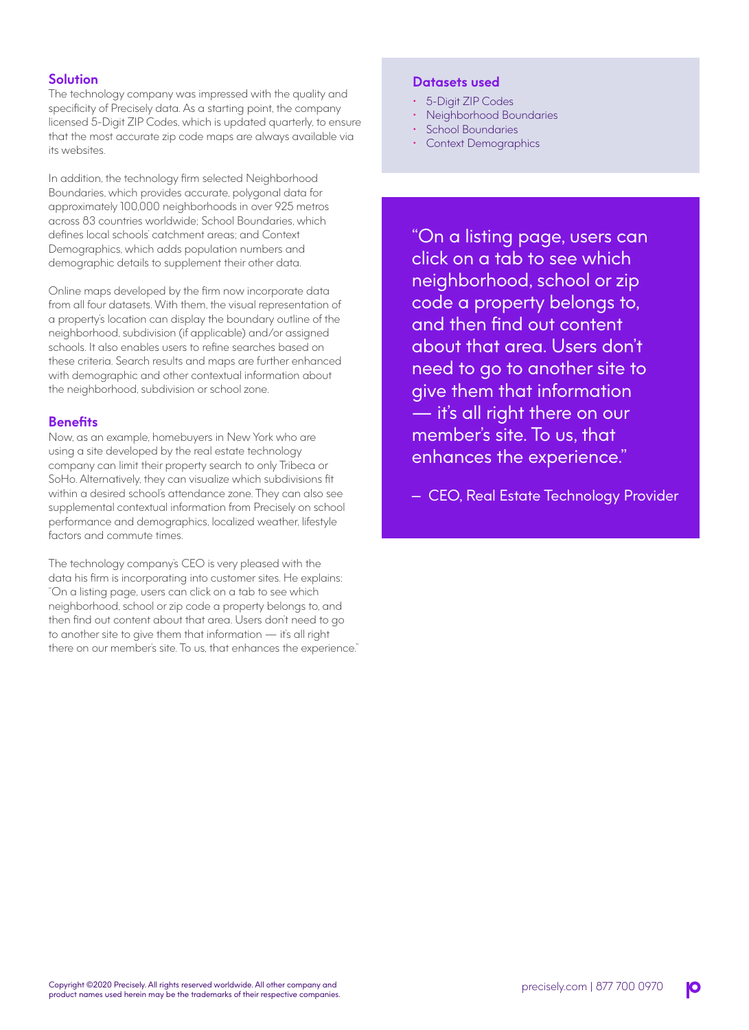## Solution

The technology company was impressed with the quality and specificity of Precisely data. As a starting point, the company licensed 5-Digit ZIP Codes, which is updated quarterly, to ensure that the most accurate zip code maps are always available via its websites.

In addition, the technology firm selected Neighborhood Boundaries, which provides accurate, polygonal data for approximately 100,000 neighborhoods in over 925 metros across 83 countries worldwide; School Boundaries, which defines local schools' catchment areas; and Context Demographics, which adds population numbers and demographic details to supplement their other data.

Online maps developed by the firm now incorporate data from all four datasets. With them, the visual representation of a property's location can display the boundary outline of the neighborhood, subdivision (if applicable) and/or assigned schools. It also enables users to refine searches based on these criteria. Search results and maps are further enhanced with demographic and other contextual information about the neighborhood, subdivision or school zone.

## Benefits

Now, as an example, homebuyers in New York who are using a site developed by the real estate technology company can limit their property search to only Tribeca or SoHo. Alternatively, they can visualize which subdivisions fit within a desired school's attendance zone. They can also see supplemental contextual information from Precisely on school performance and demographics, localized weather, lifestyle factors and commute times.

The technology company's CEO is very pleased with the data his firm is incorporating into customer sites. He explains: "On a listing page, users can click on a tab to see which neighborhood, school or zip code a property belongs to, and then find out content about that area. Users don't need to go to another site to give them that information — it's all right there on our member's site. To us, that enhances the experience."

## Datasets used

- 5-Digit ZIP Codes
- Neighborhood Boundaries
- School Boundaries
- Context Demographics

> "On a listing page, users can click on a tab to see which neighborhood, school or zip code a property belongs to, and then find out content about that area. Users don't need to go to another site to give them that information — it's all right there on our member's site. To us, that enhances the experience."
>
> – CEO, Real Estate Technology Provider

Copyright ©2020 Precisely. All rights reserved worldwide. All other company and product names used herein may be the trademarks of their respective companies.

precisely.com | 877 700 0970